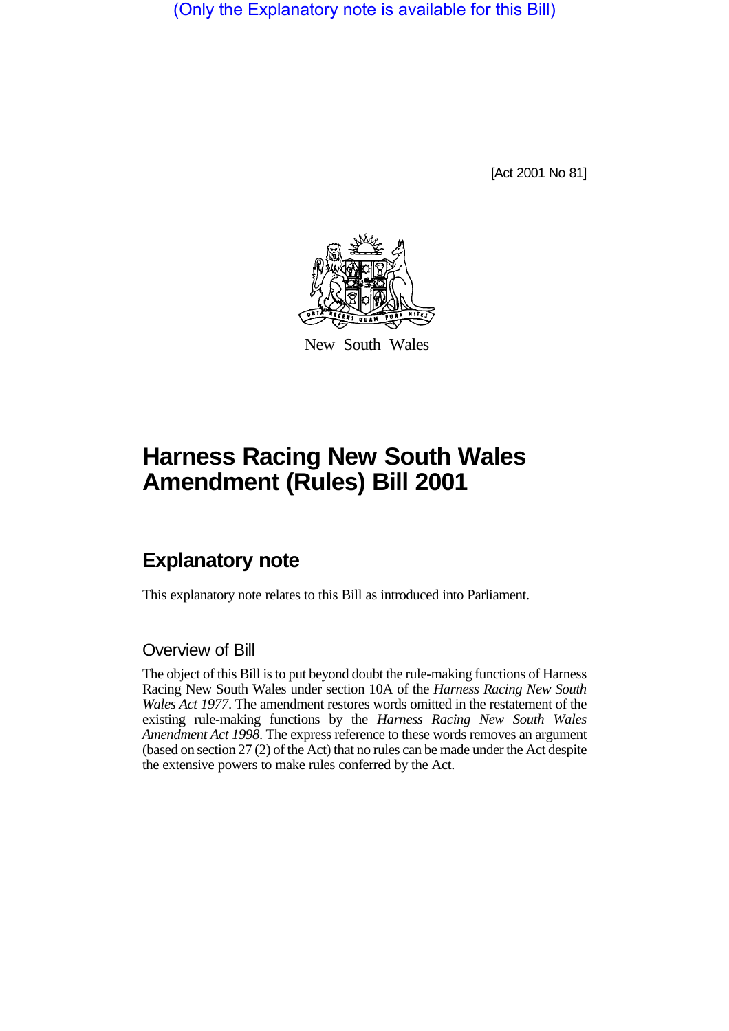(Only the Explanatory note is available for this Bill)

[Act 2001 No 81]

New South Wales

# Harness Racing New South Wales Amendment (Rules) Bill 2001

## Explanatory note

This explanatory note relates to this Bill as introduced into Parliament.

### Overview of Bill

The object of this Bill is to put beyond doubt the rule-making functions of Harness Racing New South Wales under section 10A of the *Harness Racing New South Wales Act 1977*. The amendment restores words omitted in the restatement of the existing rule-making functions by the *Harness Racing New South Wales Amendment Act 1998*. The express reference to these words removes an argument (based on section 27 (2) of the Act) that no rules can be made under the Act despite the extensive powers to make rules conferred by the Act.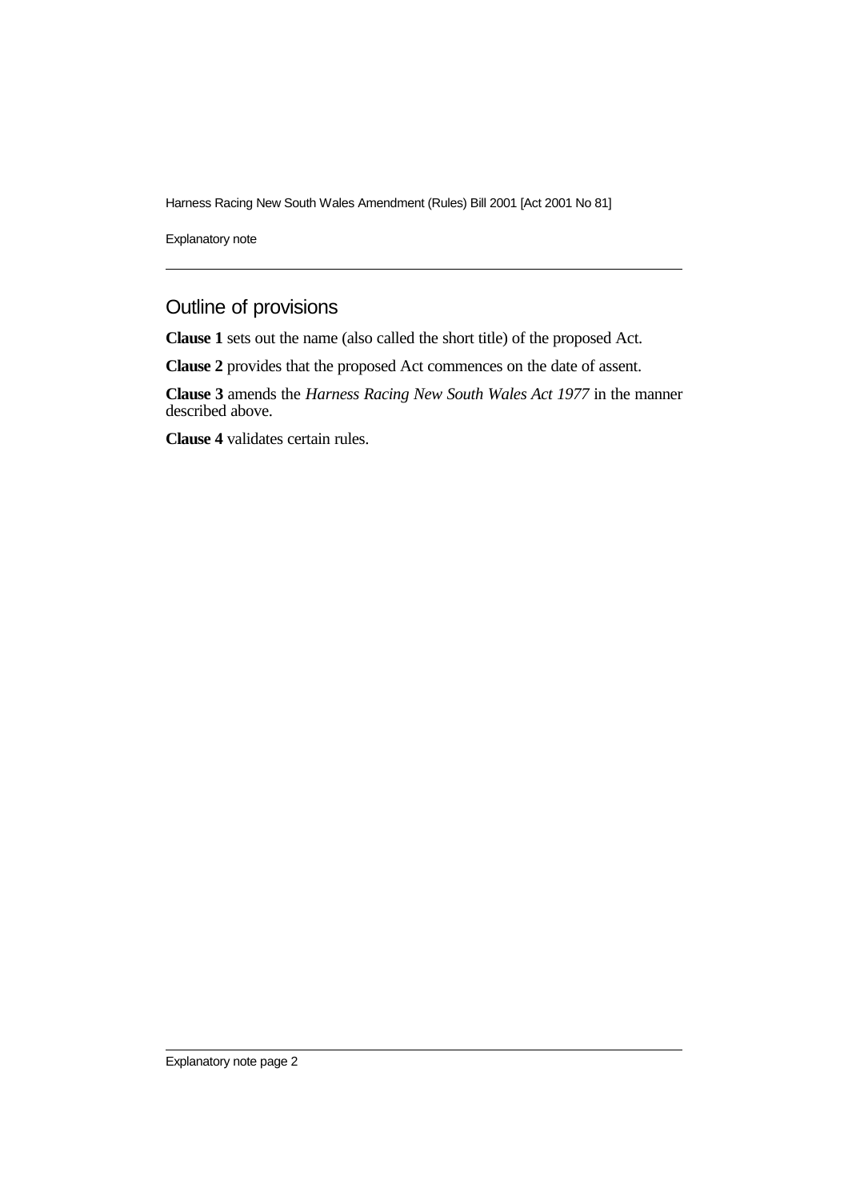## Outline of provisions

**Clause 1** sets out the name (also called the short title) of the proposed Act.

**Clause 2** provides that the proposed Act commences on the date of assent.

**Clause 3** amends the *Harness Racing New South Wales Act 1977* in the manner described above.

**Clause 4** validates certain rules.